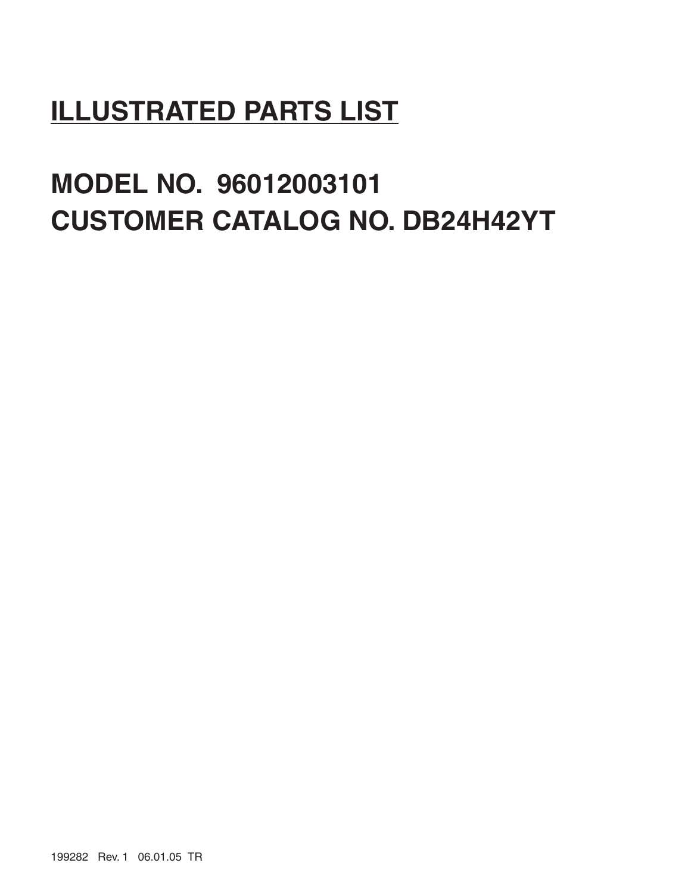# ILLUSTRATED PARTS LIST

## MODEL NO. 96012003101
## CUSTOMER CATALOG NO. DB24H42YT

199282 Rev. 1 06.01.05 TR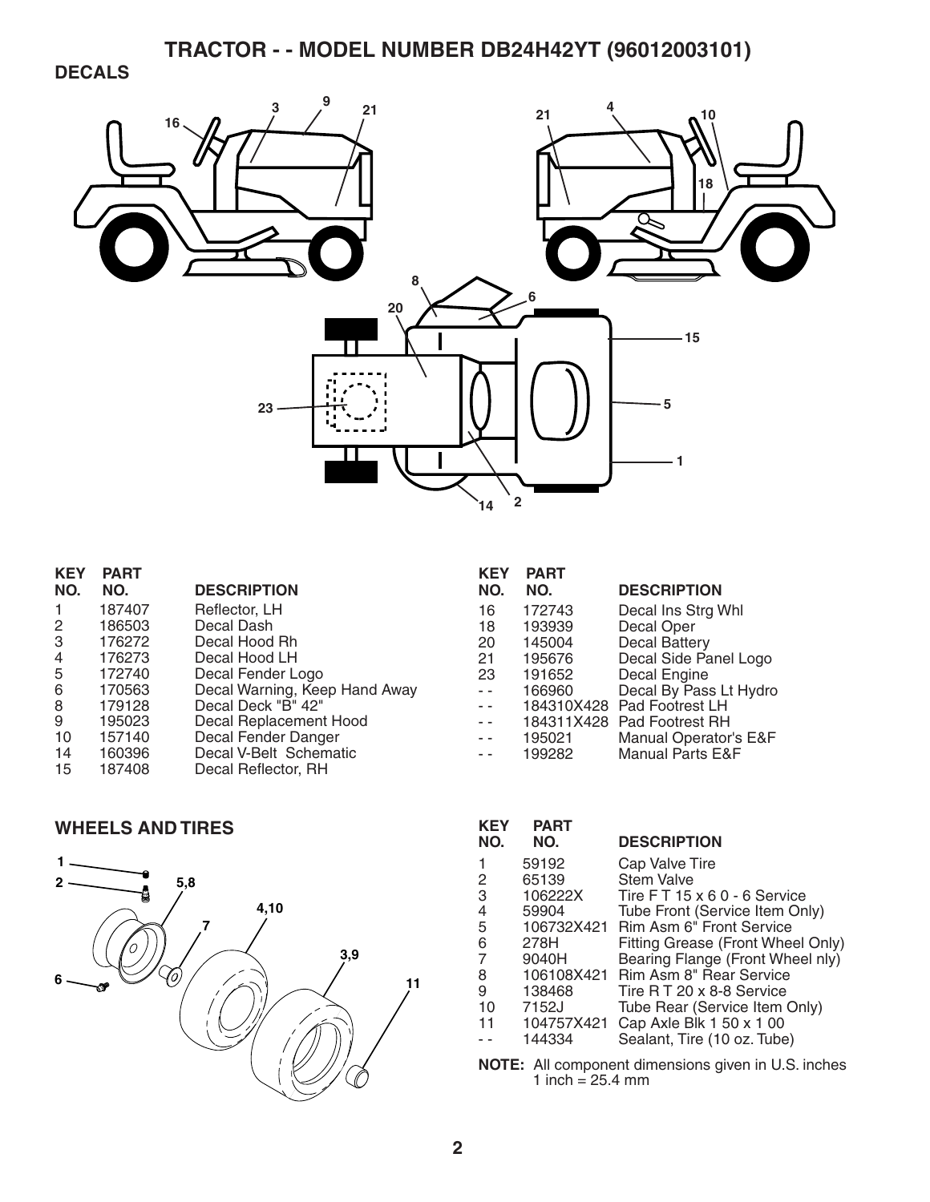# TRACTOR - - MODEL NUMBER DB24H42YT (96012003101)

## DECALS

| KEY NO. | PART NO. | DESCRIPTION |
|---|---|---|
| 1 | 187407 | Reflector, LH |
| 2 | 186503 | Decal Dash |
| 3 | 176272 | Decal Hood Rh |
| 4 | 176273 | Decal Hood LH |
| 5 | 172740 | Decal Fender Logo |
| 6 | 170563 | Decal Warning, Keep Hand Away |
| 8 | 179128 | Decal Deck "B" 42" |
| 9 | 195023 | Decal Replacement Hood |
| 10 | 157140 | Decal Fender Danger |
| 14 | 160396 | Decal V-Belt Schematic |
| 15 | 187408 | Decal Reflector, RH |
| 16 | 172743 | Decal Ins Strg Whl |
| 18 | 193939 | Decal Oper |
| 20 | 145004 | Decal Battery |
| 21 | 195676 | Decal Side Panel Logo |
| 23 | 191652 | Decal Engine |
| - - | 166960 | Decal By Pass Lt Hydro |
| - - | 184310X428 | Pad Footrest LH |
| - - | 184311X428 | Pad Footrest RH |
| - - | 195021 | Manual Operator's E&F |
| - - | 199282 | Manual Parts E&F |

## WHEELS AND TIRES

| KEY NO. | PART NO. | DESCRIPTION |
|---|---|---|
| 1 | 59192 | Cap Valve Tire |
| 2 | 65139 | Stem Valve |
| 3 | 106222X | Tire F T 15 x 6 0 - 6 Service |
| 4 | 59904 | Tube Front (Service Item Only) |
| 5 | 106732X421 | Rim Asm 6" Front Service |
| 6 | 278H | Fitting Grease (Front Wheel Only) |
| 7 | 9040H | Bearing Flange (Front Wheel nly) |
| 8 | 106108X421 | Rim Asm 8" Rear Service |
| 9 | 138468 | Tire R T 20 x 8-8 Service |
| 10 | 7152J | Tube Rear (Service Item Only) |
| 11 | 104757X421 | Cap Axle Blk 1 50 x 1 00 |
| - - | 144334 | Sealant, Tire (10 oz. Tube) |

**NOTE:** All component dimensions given in U.S. inches
1 inch = 25.4 mm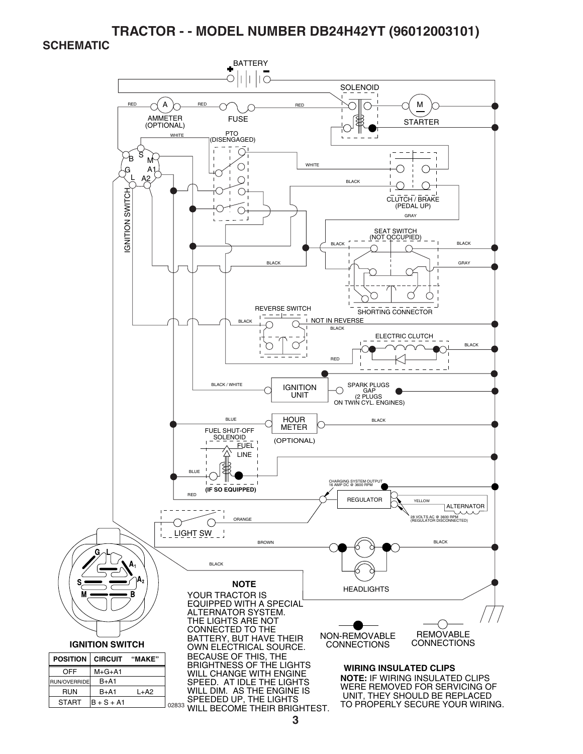# TRACTOR - - MODEL NUMBER DB24H42YT (96012003101)

## SCHEMATIC

BATTERY

SOLENOID

AMMETER (OPTIONAL)

FUSE

STARTER

PTO (DISENGAGED)

CLUTCH / BRAKE (PEDAL UP)

IGNITION SWITCH

SEAT SWITCH (NOT OCCUPIED)

SHORTING CONNECTOR

REVERSE SWITCH

NOT IN REVERSE

ELECTRIC CLUTCH

IGNITION UNIT

SPARK PLUGS GAP (2 PLUGS ON TWIN CYL. ENGINES)

HOUR METER (OPTIONAL)

FUEL SHUT-OFF SOLENOID

FUEL LINE

(IF SO EQUIPPED)

CHARGING SYSTEM OUTPUT 16 AMP DC @ 3600 RPM

REGULATOR

ALTERNATOR

28 VOLTS AC @ 3600 RPM (REGULATOR DISCONNECTED)

LIGHT SW

HEADLIGHTS

**NOTE**

YOUR TRACTOR IS EQUIPPED WITH A SPECIAL ALTERNATOR SYSTEM. THE LIGHTS ARE NOT CONNECTED TO THE BATTERY, BUT HAVE THEIR OWN ELECTRICAL SOURCE. BECAUSE OF THIS, THE BRIGHTNESS OF THE LIGHTS WILL CHANGE WITH ENGINE SPEED. AT IDLE THE LIGHTS WILL DIM. AS THE ENGINE IS SPEEDED UP, THE LIGHTS WILL BECOME THEIR BRIGHTEST.

NON-REMOVABLE CONNECTIONS

REMOVABLE CONNECTIONS

**IGNITION SWITCH**

| POSITION | CIRCUIT | "MAKE" |
|---|---|---|
| OFF | M+G+A1 | |
| RUN/OVERRIDE | B+A1 | |
| RUN | B+A1 | L+A2 |
| START | B + S + A1 | |

02833

**WIRING INSULATED CLIPS**

**NOTE:** IF WIRING INSULATED CLIPS WERE REMOVED FOR SERVICING OF UNIT, THEY SHOULD BE REPLACED TO PROPERLY SECURE YOUR WIRING.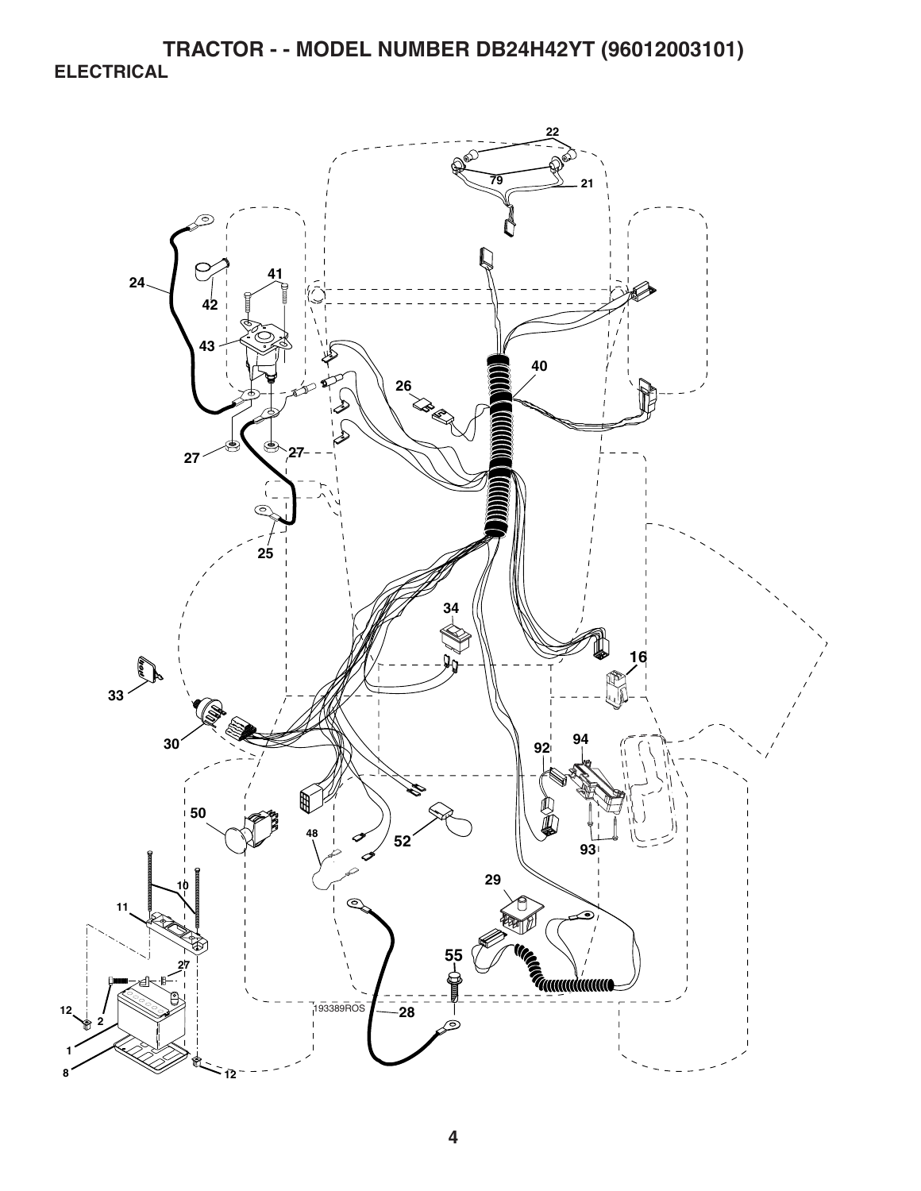# TRACTOR - - MODEL NUMBER DB24H42YT (96012003101)

## ELECTRICAL

22

79

21

24

41

42

43

40

26

27

27

25

34

16

33

30

92

94

50

48

52

93

10

11

29

27

55

12

2

193389ROS

28

1

8

12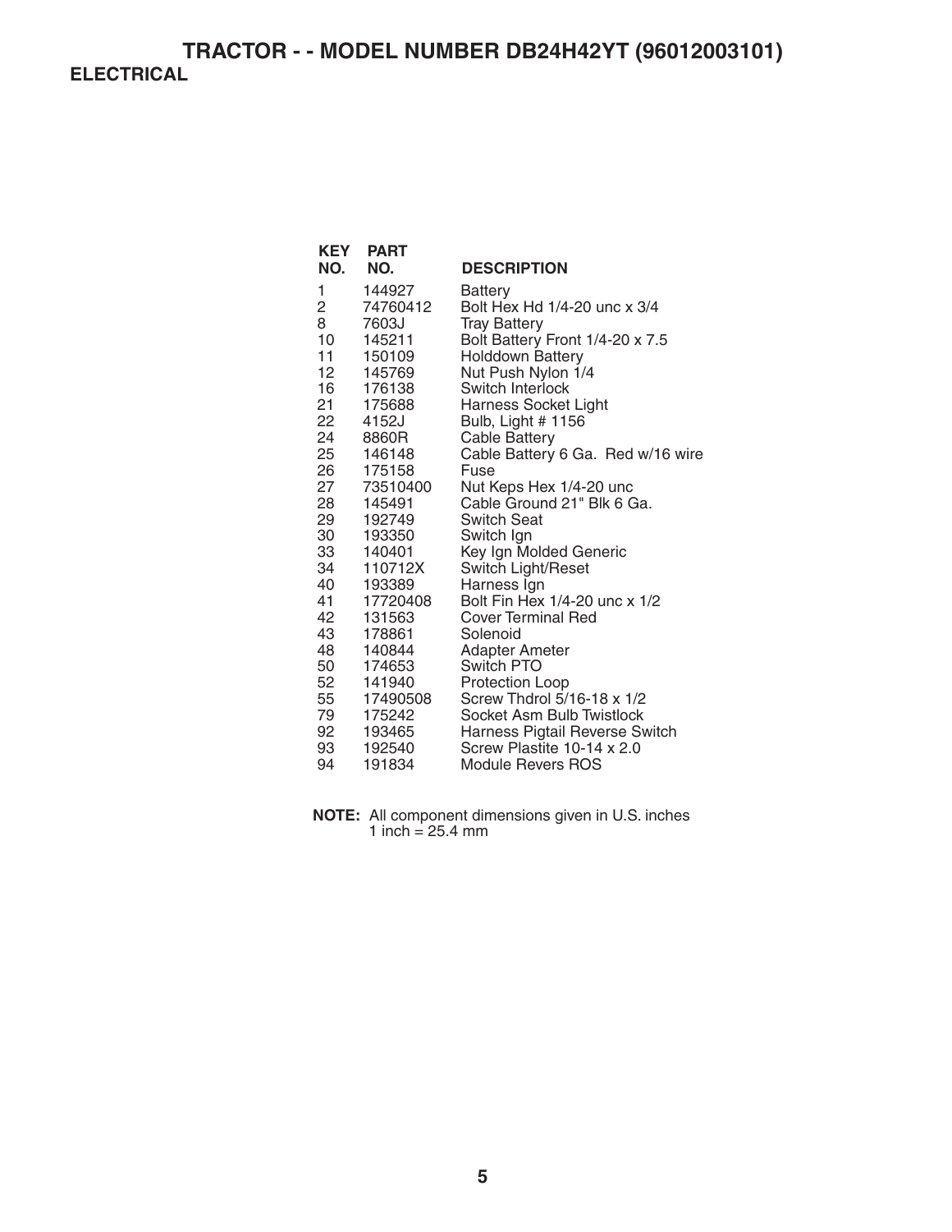# TRACTOR - - MODEL NUMBER DB24H42YT (96012003101)

## ELECTRICAL

| KEY NO. | PART NO. | DESCRIPTION |
|---|---|---|
| 1 | 144927 | Battery |
| 2 | 74760412 | Bolt Hex Hd 1/4-20 unc x 3/4 |
| 8 | 7603J | Tray Battery |
| 10 | 145211 | Bolt Battery Front 1/4-20 x 7.5 |
| 11 | 150109 | Holddown Battery |
| 12 | 145769 | Nut Push Nylon 1/4 |
| 16 | 176138 | Switch Interlock |
| 21 | 175688 | Harness Socket Light |
| 22 | 4152J | Bulb, Light # 1156 |
| 24 | 8860R | Cable Battery |
| 25 | 146148 | Cable Battery 6 Ga. Red w/16 wire |
| 26 | 175158 | Fuse |
| 27 | 73510400 | Nut Keps Hex 1/4-20 unc |
| 28 | 145491 | Cable Ground 21" Blk 6 Ga. |
| 29 | 192749 | Switch Seat |
| 30 | 193350 | Switch Ign |
| 33 | 140401 | Key Ign Molded Generic |
| 34 | 110712X | Switch Light/Reset |
| 40 | 193389 | Harness Ign |
| 41 | 17720408 | Bolt Fin Hex 1/4-20 unc x 1/2 |
| 42 | 131563 | Cover Terminal Red |
| 43 | 178861 | Solenoid |
| 48 | 140844 | Adapter Ameter |
| 50 | 174653 | Switch PTO |
| 52 | 141940 | Protection Loop |
| 55 | 17490508 | Screw Thdrol 5/16-18 x 1/2 |
| 79 | 175242 | Socket Asm Bulb Twistlock |
| 92 | 193465 | Harness Pigtail Reverse Switch |
| 93 | 192540 | Screw Plastite 10-14 x 2.0 |
| 94 | 191834 | Module Revers ROS |

**NOTE:** All component dimensions given in U.S. inches
1 inch = 25.4 mm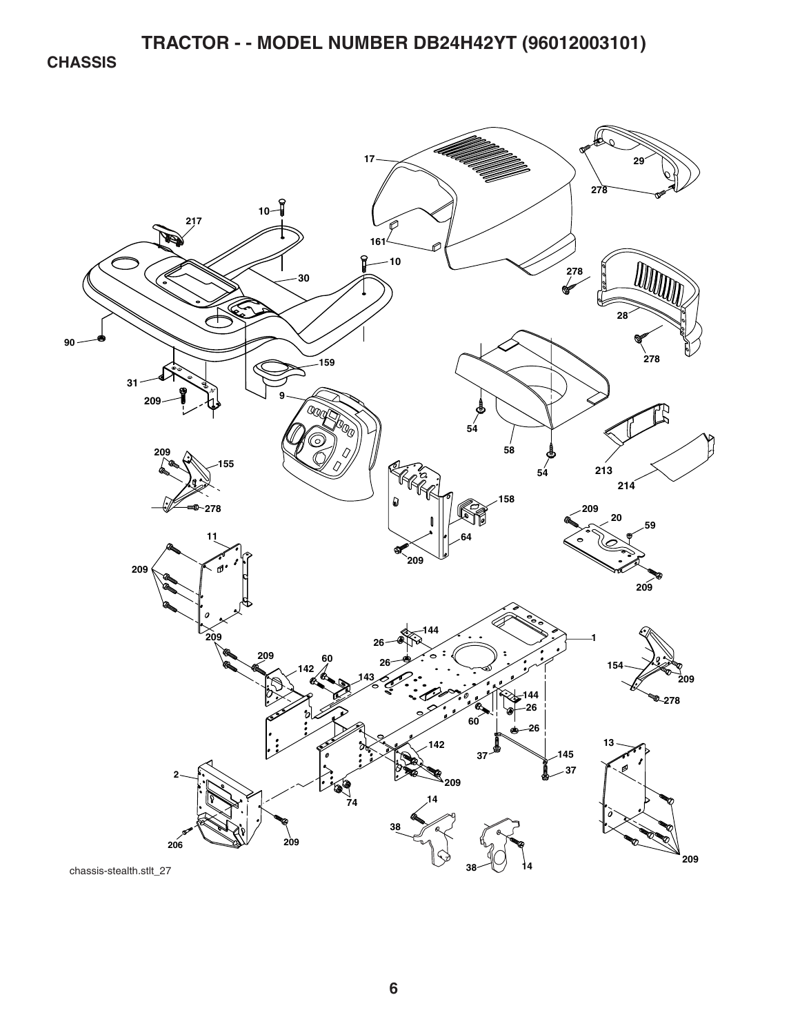# TRACTOR - - MODEL NUMBER DB24H42YT (96012003101)

## CHASSIS

17, 29, 278, 10, 217, 161, 10, 278, 30, 28, 90, 278, 159, 31, 9, 209, 54, 58, 54, 213, 209, 155, 214, 158, 278, 209, 20, 59, 11, 64, 209, 209, 209, 144, 26, 1, 209, 26, 60, 142, 143, 154, 209, 144, 26, 278, 60, 26, 142, 13, 37, 145, 37, 209, 2, 74, 14, 38, 206, 209, 209, 38, 14

chassis-stealth.stlt_27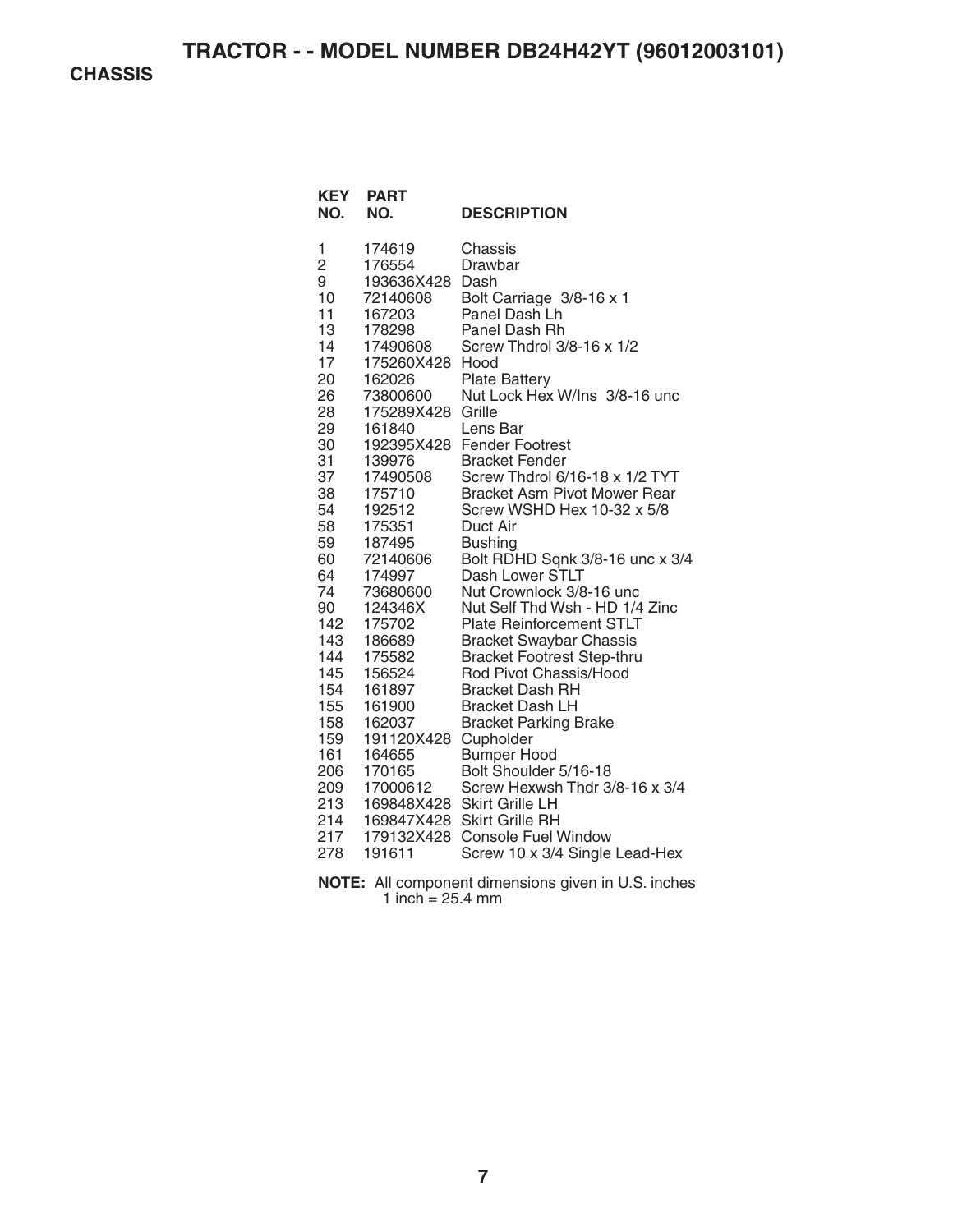# TRACTOR - - MODEL NUMBER DB24H42YT (96012003101)

## CHASSIS

| KEY NO. | PART NO. | DESCRIPTION |
|---|---|---|
| 1 | 174619 | Chassis |
| 2 | 176554 | Drawbar |
| 9 | 193636X428 | Dash |
| 10 | 72140608 | Bolt Carriage 3/8-16 x 1 |
| 11 | 167203 | Panel Dash Lh |
| 13 | 178298 | Panel Dash Rh |
| 14 | 17490608 | Screw Thdrol 3/8-16 x 1/2 |
| 17 | 175260X428 | Hood |
| 20 | 162026 | Plate Battery |
| 26 | 73800600 | Nut Lock Hex W/Ins 3/8-16 unc |
| 28 | 175289X428 | Grille |
| 29 | 161840 | Lens Bar |
| 30 | 192395X428 | Fender Footrest |
| 31 | 139976 | Bracket Fender |
| 37 | 17490508 | Screw Thdrol 6/16-18 x 1/2 TYT |
| 38 | 175710 | Bracket Asm Pivot Mower Rear |
| 54 | 192512 | Screw WSHD Hex 10-32 x 5/8 |
| 58 | 175351 | Duct Air |
| 59 | 187495 | Bushing |
| 60 | 72140606 | Bolt RDHD Sqnk 3/8-16 unc x 3/4 |
| 64 | 174997 | Dash Lower STLT |
| 74 | 73680600 | Nut Crownlock 3/8-16 unc |
| 90 | 124346X | Nut Self Thd Wsh - HD 1/4 Zinc |
| 142 | 175702 | Plate Reinforcement STLT |
| 143 | 186689 | Bracket Swaybar Chassis |
| 144 | 175582 | Bracket Footrest Step-thru |
| 145 | 156524 | Rod Pivot Chassis/Hood |
| 154 | 161897 | Bracket Dash RH |
| 155 | 161900 | Bracket Dash LH |
| 158 | 162037 | Bracket Parking Brake |
| 159 | 191120X428 | Cupholder |
| 161 | 164655 | Bumper Hood |
| 206 | 170165 | Bolt Shoulder 5/16-18 |
| 209 | 17000612 | Screw Hexwsh Thdr 3/8-16 x 3/4 |
| 213 | 169848X428 | Skirt Grille LH |
| 214 | 169847X428 | Skirt Grille RH |
| 217 | 179132X428 | Console Fuel Window |
| 278 | 191611 | Screw 10 x 3/4 Single Lead-Hex |

**NOTE:** All component dimensions given in U.S. inches
1 inch = 25.4 mm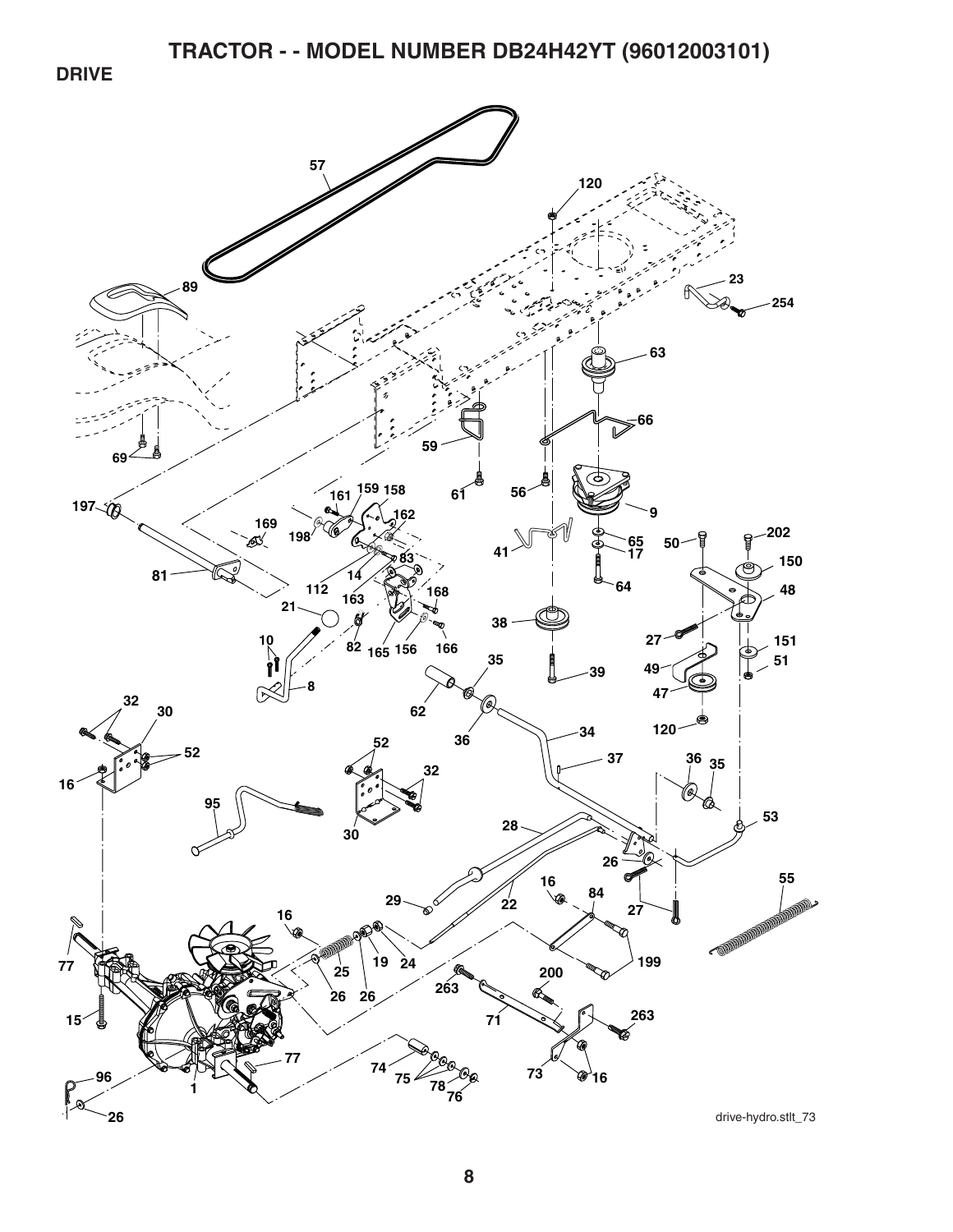# TRACTOR - - MODEL NUMBER DB24H42YT (96012003101)

## DRIVE

drive-hydro.stlt_73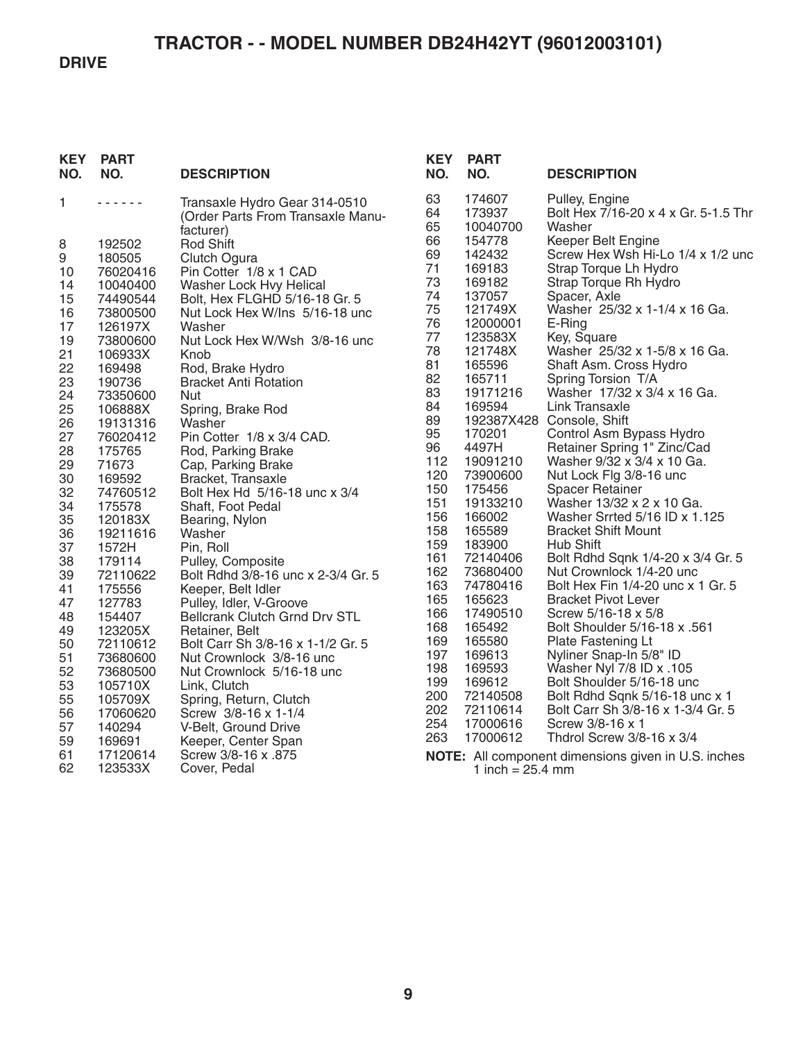# TRACTOR - - MODEL NUMBER DB24H42YT (96012003101)

## DRIVE

| KEY NO. | PART NO. | DESCRIPTION |
|---|---|---|
| 1 | - - - - - - | Transaxle Hydro Gear 314-0510 (Order Parts From Transaxle Manufacturer) |
| 8 | 192502 | Rod Shift |
| 9 | 180505 | Clutch Ogura |
| 10 | 76020416 | Pin Cotter 1/8 x 1 CAD |
| 14 | 10040400 | Washer Lock Hvy Helical |
| 15 | 74490544 | Bolt, Hex FLGHD 5/16-18 Gr. 5 |
| 16 | 73800500 | Nut Lock Hex W/Ins 5/16-18 unc |
| 17 | 126197X | Washer |
| 19 | 73800600 | Nut Lock Hex W/Wsh 3/8-16 unc |
| 21 | 106933X | Knob |
| 22 | 169498 | Rod, Brake Hydro |
| 23 | 190736 | Bracket Anti Rotation |
| 24 | 73350600 | Nut |
| 25 | 106888X | Spring, Brake Rod |
| 26 | 19131316 | Washer |
| 27 | 76020412 | Pin Cotter 1/8 x 3/4 CAD. |
| 28 | 175765 | Rod, Parking Brake |
| 29 | 71673 | Cap, Parking Brake |
| 30 | 169592 | Bracket, Transaxle |
| 32 | 74760512 | Bolt Hex Hd 5/16-18 unc x 3/4 |
| 34 | 175578 | Shaft, Foot Pedal |
| 35 | 120183X | Bearing, Nylon |
| 36 | 19211616 | Washer |
| 37 | 1572H | Pin, Roll |
| 38 | 179114 | Pulley, Composite |
| 39 | 72110622 | Bolt Rdhd 3/8-16 unc x 2-3/4 Gr. 5 |
| 41 | 175556 | Keeper, Belt Idler |
| 47 | 127783 | Pulley, Idler, V-Groove |
| 48 | 154407 | Bellcrank Clutch Grnd Drv STL |
| 49 | 123205X | Retainer, Belt |
| 50 | 72110612 | Bolt Carr Sh 3/8-16 x 1-1/2 Gr. 5 |
| 51 | 73680600 | Nut Crownlock 3/8-16 unc |
| 52 | 73680500 | Nut Crownlock 5/16-18 unc |
| 53 | 105710X | Link, Clutch |
| 55 | 105709X | Spring, Return, Clutch |
| 56 | 17060620 | Screw 3/8-16 x 1-1/4 |
| 57 | 140294 | V-Belt, Ground Drive |
| 59 | 169691 | Keeper, Center Span |
| 61 | 17120614 | Screw 3/8-16 x .875 |
| 62 | 123533X | Cover, Pedal |
| 63 | 174607 | Pulley, Engine |
| 64 | 173937 | Bolt Hex 7/16-20 x 4 x Gr. 5-1.5 Thr |
| 65 | 10040700 | Washer |
| 66 | 154778 | Keeper Belt Engine |
| 69 | 142432 | Screw Hex Wsh Hi-Lo 1/4 x 1/2 unc |
| 71 | 169183 | Strap Torque Lh Hydro |
| 73 | 169182 | Strap Torque Rh Hydro |
| 74 | 137057 | Spacer, Axle |
| 75 | 121749X | Washer 25/32 x 1-1/4 x 16 Ga. |
| 76 | 12000001 | E-Ring |
| 77 | 123583X | Key, Square |
| 78 | 121748X | Washer 25/32 x 1-5/8 x 16 Ga. |
| 81 | 165596 | Shaft Asm. Cross Hydro |
| 82 | 165711 | Spring Torsion T/A |
| 83 | 19171216 | Washer 17/32 x 3/4 x 16 Ga. |
| 84 | 169594 | Link Transaxle |
| 89 | 192387X428 | Console, Shift |
| 95 | 170201 | Control Asm Bypass Hydro |
| 96 | 4497H | Retainer Spring 1" Zinc/Cad |
| 112 | 19091210 | Washer 9/32 x 3/4 x 10 Ga. |
| 120 | 73900600 | Nut Lock Flg 3/8-16 unc |
| 150 | 175456 | Spacer Retainer |
| 151 | 19133210 | Washer 13/32 x 2 x 10 Ga. |
| 156 | 166002 | Washer Srrted 5/16 ID x 1.125 |
| 158 | 165589 | Bracket Shift Mount |
| 159 | 183900 | Hub Shift |
| 161 | 72140406 | Bolt Rdhd Sqnk 1/4-20 x 3/4 Gr. 5 |
| 162 | 73680400 | Nut Crownlock 1/4-20 unc |
| 163 | 74780416 | Bolt Hex Fin 1/4-20 unc x 1 Gr. 5 |
| 165 | 165623 | Bracket Pivot Lever |
| 166 | 17490510 | Screw 5/16-18 x 5/8 |
| 168 | 165492 | Bolt Shoulder 5/16-18 x .561 |
| 169 | 165580 | Plate Fastening Lt |
| 197 | 169613 | Nyliner Snap-In 5/8" ID |
| 198 | 169593 | Washer Nyl 7/8 ID x .105 |
| 199 | 169612 | Bolt Shoulder 5/16-18 unc |
| 200 | 72140508 | Bolt Rdhd Sqnk 5/16-18 unc x 1 |
| 202 | 72110614 | Bolt Carr Sh 3/8-16 x 1-3/4 Gr. 5 |
| 254 | 17000616 | Screw 3/8-16 x 1 |
| 263 | 17000612 | Thdrol Screw 3/8-16 x 3/4 |

**NOTE:** All component dimensions given in U.S. inches
1 inch = 25.4 mm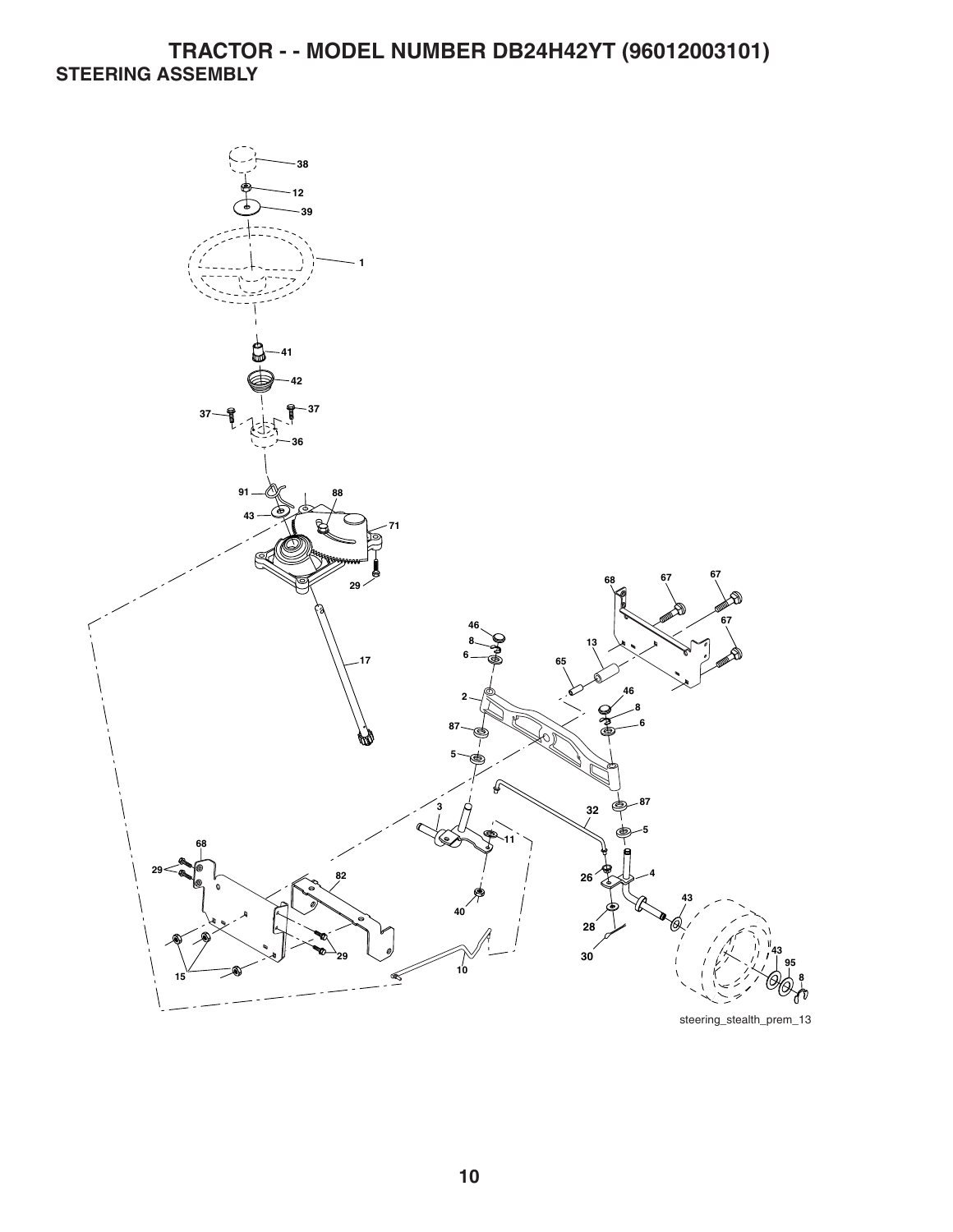# TRACTOR - - MODEL NUMBER DB24H42YT (96012003101)

## STEERING ASSEMBLY

steering_stealth_prem_13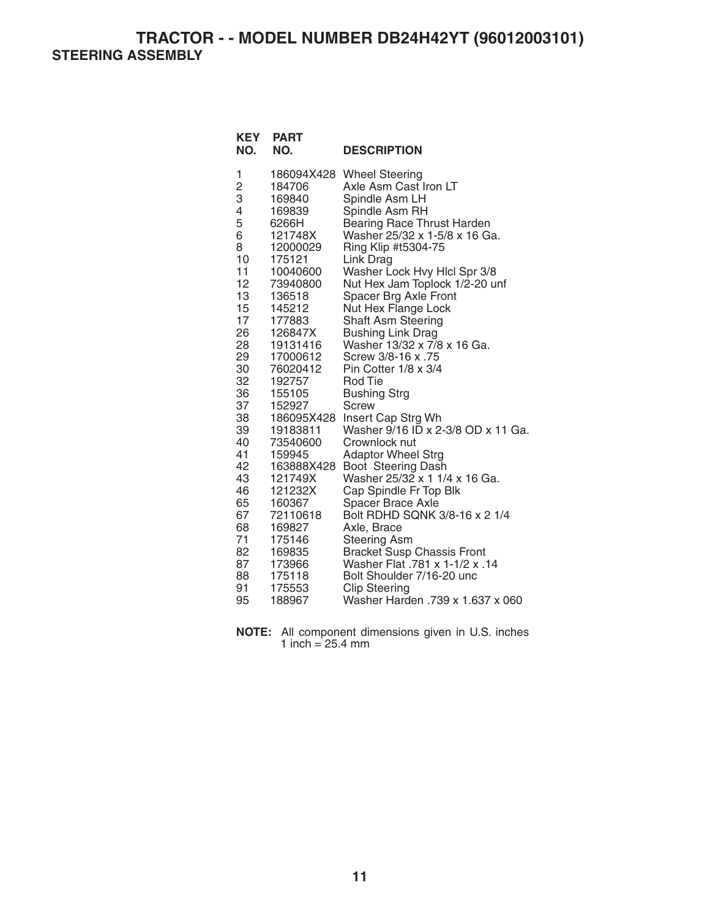# TRACTOR - - MODEL NUMBER DB24H42YT (96012003101)

## STEERING ASSEMBLY

| KEY NO. | PART NO. | DESCRIPTION |
|---|---|---|
| 1 | 186094X428 | Wheel Steering |
| 2 | 184706 | Axle Asm Cast Iron LT |
| 3 | 169840 | Spindle Asm LH |
| 4 | 169839 | Spindle Asm RH |
| 5 | 6266H | Bearing Race Thrust Harden |
| 6 | 121748X | Washer 25/32 x 1-5/8 x 16 Ga. |
| 8 | 12000029 | Ring Klip #t5304-75 |
| 10 | 175121 | Link Drag |
| 11 | 10040600 | Washer Lock Hvy Hlcl Spr 3/8 |
| 12 | 73940800 | Nut Hex Jam Toplock 1/2-20 unf |
| 13 | 136518 | Spacer Brg Axle Front |
| 15 | 145212 | Nut Hex Flange Lock |
| 17 | 177883 | Shaft Asm Steering |
| 26 | 126847X | Bushing Link Drag |
| 28 | 19131416 | Washer 13/32 x 7/8 x 16 Ga. |
| 29 | 17000612 | Screw 3/8-16 x .75 |
| 30 | 76020412 | Pin Cotter 1/8 x 3/4 |
| 32 | 192757 | Rod Tie |
| 36 | 155105 | Bushing Strg |
| 37 | 152927 | Screw |
| 38 | 186095X428 | Insert Cap Strg Wh |
| 39 | 19183811 | Washer 9/16 ID x 2-3/8 OD x 11 Ga. |
| 40 | 73540600 | Crownlock nut |
| 41 | 159945 | Adaptor Wheel Strg |
| 42 | 163888X428 | Boot Steering Dash |
| 43 | 121749X | Washer 25/32 x 1 1/4 x 16 Ga. |
| 46 | 121232X | Cap Spindle Fr Top Blk |
| 65 | 160367 | Spacer Brace Axle |
| 67 | 72110618 | Bolt RDHD SQNK 3/8-16 x 2 1/4 |
| 68 | 169827 | Axle, Brace |
| 71 | 175146 | Steering Asm |
| 82 | 169835 | Bracket Susp Chassis Front |
| 87 | 173966 | Washer Flat .781 x 1-1/2 x .14 |
| 88 | 175118 | Bolt Shoulder 7/16-20 unc |
| 91 | 175553 | Clip Steering |
| 95 | 188967 | Washer Harden .739 x 1.637 x 060 |

**NOTE:** All component dimensions given in U.S. inches
1 inch = 25.4 mm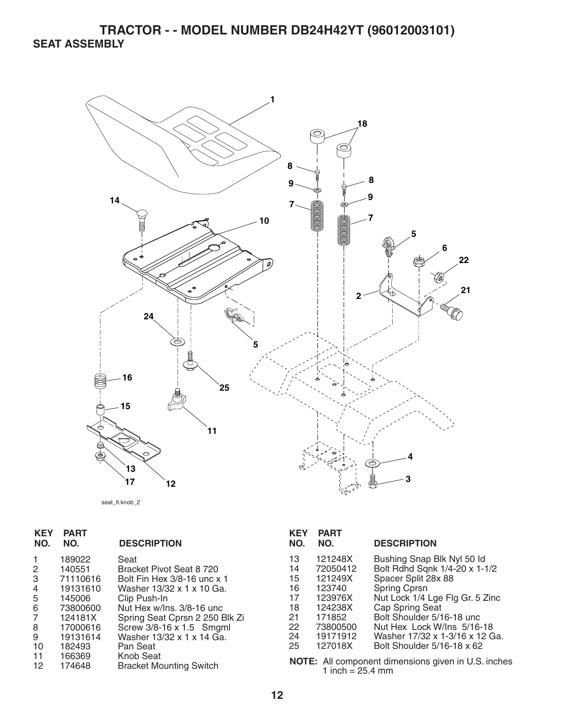# TRACTOR - - MODEL NUMBER DB24H42YT (96012003101)

## SEAT ASSEMBLY

seat_lt.knob_2

| KEY NO. | PART NO. | DESCRIPTION |
|---|---|---|
| 1 | 189022 | Seat |
| 2 | 140551 | Bracket Pivot Seat 8 720 |
| 3 | 71110616 | Bolt Fin Hex 3/8-16 unc x 1 |
| 4 | 19131610 | Washer 13/32 x 1 x 10 Ga. |
| 5 | 145006 | Clip Push-In |
| 6 | 73800600 | Nut Hex w/Ins. 3/8-16 unc |
| 7 | 124181X | Spring Seat Cprsn 2 250 Blk Zi |
| 8 | 17000616 | Screw 3/8-16 x 1.5 Smgml |
| 9 | 19131614 | Washer 13/32 x 1 x 14 Ga. |
| 10 | 182493 | Pan Seat |
| 11 | 166369 | Knob Seat |
| 12 | 174648 | Bracket Mounting Switch |
| 13 | 121248X | Bushing Snap Blk Nyl 50 Id |
| 14 | 72050412 | Bolt Rdhd Sqnk 1/4-20 x 1-1/2 |
| 15 | 121249X | Spacer Split 28x 88 |
| 16 | 123740 | Spring Cprsn |
| 17 | 123976X | Nut Lock 1/4 Lge Flg Gr. 5 Zinc |
| 18 | 124238X | Cap Spring Seat |
| 21 | 171852 | Bolt Shoulder 5/16-18 unc |
| 22 | 73800500 | Nut Hex Lock W/Ins 5/16-18 |
| 24 | 19171912 | Washer 17/32 x 1-3/16 x 12 Ga. |
| 25 | 127018X | Bolt Shoulder 5/16-18 x 62 |

**NOTE:** All component dimensions given in U.S. inches
1 inch = 25.4 mm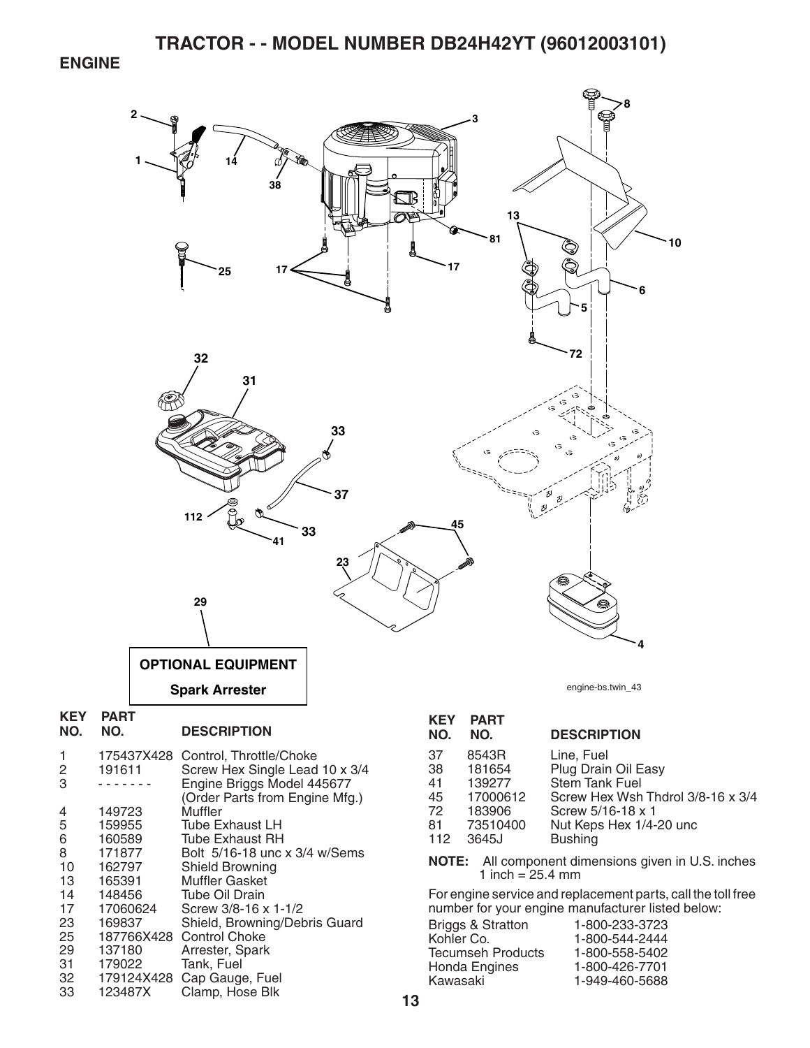# TRACTOR - - MODEL NUMBER DB24H42YT (96012003101)

## ENGINE

**OPTIONAL EQUIPMENT**

**Spark Arrester**

engine-bs.twin_43

| KEY NO. | PART NO. | DESCRIPTION |
|---|---|---|
| 1 | 175437X428 | Control, Throttle/Choke |
| 2 | 191611 | Screw Hex Single Lead 10 x 3/4 |
| 3 | - - - - - - - | Engine Briggs Model 445677 (Order Parts from Engine Mfg.) |
| 4 | 149723 | Muffler |
| 5 | 159955 | Tube Exhaust LH |
| 6 | 160589 | Tube Exhaust RH |
| 8 | 171877 | Bolt 5/16-18 unc x 3/4 w/Sems |
| 10 | 162797 | Shield Browning |
| 13 | 165391 | Muffler Gasket |
| 14 | 148456 | Tube Oil Drain |
| 17 | 17060624 | Screw 3/8-16 x 1-1/2 |
| 23 | 169837 | Shield, Browning/Debris Guard |
| 25 | 187766X428 | Control Choke |
| 29 | 137180 | Arrester, Spark |
| 31 | 179022 | Tank, Fuel |
| 32 | 179124X428 | Cap Gauge, Fuel |
| 33 | 123487X | Clamp, Hose Blk |
| 37 | 8543R | Line, Fuel |
| 38 | 181654 | Plug Drain Oil Easy |
| 41 | 139277 | Stem Tank Fuel |
| 45 | 17000612 | Screw Hex Wsh Thdrol 3/8-16 x 3/4 |
| 72 | 183906 | Screw 5/16-18 x 1 |
| 81 | 73510400 | Nut Keps Hex 1/4-20 unc |
| 112 | 3645J | Bushing |

**NOTE:** All component dimensions given in U.S. inches
1 inch = 25.4 mm

For engine service and replacement parts, call the toll free number for your engine manufacturer listed below:

| | |
|---|---|
| Briggs & Stratton | 1-800-233-3723 |
| Kohler Co. | 1-800-544-2444 |
| Tecumseh Products | 1-800-558-5402 |
| Honda Engines | 1-800-426-7701 |
| Kawasaki | 1-949-460-5688 |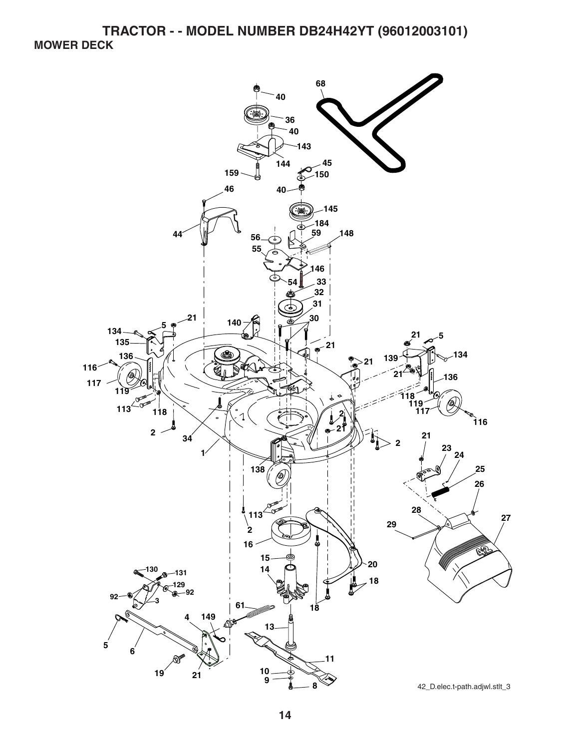# TRACTOR - - MODEL NUMBER DB24H42YT (96012003101)

## MOWER DECK

42_D.elec.t-path.adjwl.stlt_3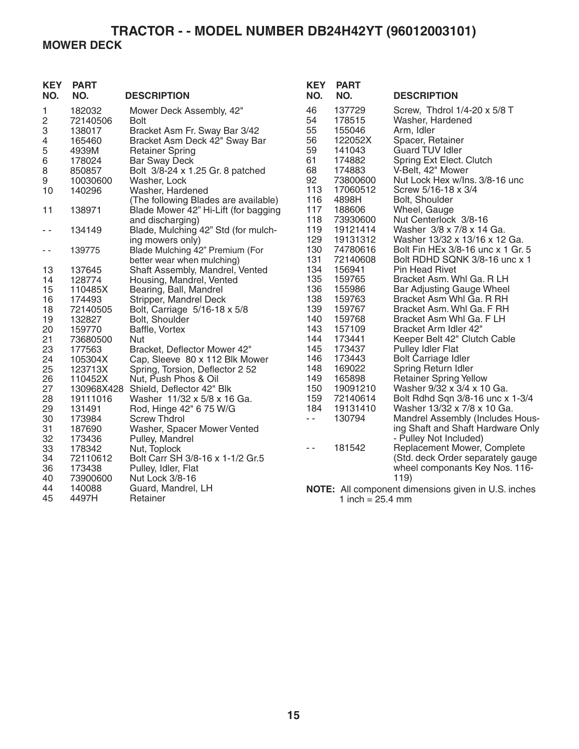# TRACTOR - - MODEL NUMBER DB24H42YT (96012003101)

## MOWER DECK

| KEY NO. | PART NO. | DESCRIPTION |
|---|---|---|
| 1 | 182032 | Mower Deck Assembly, 42" |
| 2 | 72140506 | Bolt |
| 3 | 138017 | Bracket Asm Fr. Sway Bar 3/42 |
| 4 | 165460 | Bracket Asm Deck 42" Sway Bar |
| 5 | 4939M | Retainer Spring |
| 6 | 178024 | Bar Sway Deck |
| 8 | 850857 | Bolt 3/8-24 x 1.25 Gr. 8 patched |
| 9 | 10030600 | Washer, Lock |
| 10 | 140296 | Washer, Hardened (The following Blades are available) |
| 11 | 138971 | Blade Mower 42" Hi-Lift (for bagging and discharging) |
| - - | 134149 | Blade, Mulching 42" Std (for mulching mowers only) |
| - - | 139775 | Blade Mulching 42" Premium (For better wear when mulching) |
| 13 | 137645 | Shaft Assembly, Mandrel, Vented |
| 14 | 128774 | Housing, Mandrel, Vented |
| 15 | 110485X | Bearing, Ball, Mandrel |
| 16 | 174493 | Stripper, Mandrel Deck |
| 18 | 72140505 | Bolt, Carriage 5/16-18 x 5/8 |
| 19 | 132827 | Bolt, Shoulder |
| 20 | 159770 | Baffle, Vortex |
| 21 | 73680500 | Nut |
| 23 | 177563 | Bracket, Deflector Mower 42" |
| 24 | 105304X | Cap, Sleeve 80 x 112 Blk Mower |
| 25 | 123713X | Spring, Torsion, Deflector 2 52 |
| 26 | 110452X | Nut, Push Phos & Oil |
| 27 | 130968X428 | Shield, Deflector 42" Blk |
| 28 | 19111016 | Washer 11/32 x 5/8 x 16 Ga. |
| 29 | 131491 | Rod, Hinge 42" 6 75 W/G |
| 30 | 173984 | Screw Thdrol |
| 31 | 187690 | Washer, Spacer Mower Vented |
| 32 | 173436 | Pulley, Mandrel |
| 33 | 178342 | Nut, Toplock |
| 34 | 72110612 | Bolt Carr SH 3/8-16 x 1-1/2 Gr.5 |
| 36 | 173438 | Pulley, Idler, Flat |
| 40 | 73900600 | Nut Lock 3/8-16 |
| 44 | 140088 | Guard, Mandrel, LH |
| 45 | 4497H | Retainer |
| 46 | 137729 | Screw, Thdrol 1/4-20 x 5/8 T |
| 54 | 178515 | Washer, Hardened |
| 55 | 155046 | Arm, Idler |
| 56 | 122052X | Spacer, Retainer |
| 59 | 141043 | Guard TUV Idler |
| 61 | 174882 | Spring Ext Elect. Clutch |
| 68 | 174883 | V-Belt, 42" Mower |
| 92 | 73800600 | Nut Lock Hex w/Ins. 3/8-16 unc |
| 113 | 17060512 | Screw 5/16-18 x 3/4 |
| 116 | 4898H | Bolt, Shoulder |
| 117 | 188606 | Wheel, Gauge |
| 118 | 73930600 | Nut Centerlock 3/8-16 |
| 119 | 19121414 | Washer 3/8 x 7/8 x 14 Ga. |
| 129 | 19131312 | Washer 13/32 x 13/16 x 12 Ga. |
| 130 | 74780616 | Bolt Fin HEx 3/8-16 unc x 1 Gr. 5 |
| 131 | 72140608 | Bolt RDHD SQNK 3/8-16 unc x 1 |
| 134 | 156941 | Pin Head Rivet |
| 135 | 159765 | Bracket Asm. Whl Ga. R LH |
| 136 | 155986 | Bar Adjusting Gauge Wheel |
| 138 | 159763 | Bracket Asm Whl Ga. R RH |
| 139 | 159767 | Bracket Asm. Whl Ga. F RH |
| 140 | 159768 | Bracket Asm Whl Ga. F LH |
| 143 | 157109 | Bracket Arm Idler 42" |
| 144 | 173441 | Keeper Belt 42" Clutch Cable |
| 145 | 173437 | Pulley Idler Flat |
| 146 | 173443 | Bolt Carriage Idler |
| 148 | 169022 | Spring Return Idler |
| 149 | 165898 | Retainer Spring Yellow |
| 150 | 19091210 | Washer 9/32 x 3/4 x 10 Ga. |
| 159 | 72140614 | Bolt Rdhd Sqn 3/8-16 unc x 1-3/4 |
| 184 | 19131410 | Washer 13/32 x 7/8 x 10 Ga. |
| - - | 130794 | Mandrel Assembly (Includes Housing Shaft and Shaft Hardware Only - Pulley Not Included) |
| - - | 181542 | Replacement Mower, Complete (Std. deck Order separately gauge wheel componants Key Nos. 116-119) |

**NOTE:** All component dimensions given in U.S. inches
1 inch = 25.4 mm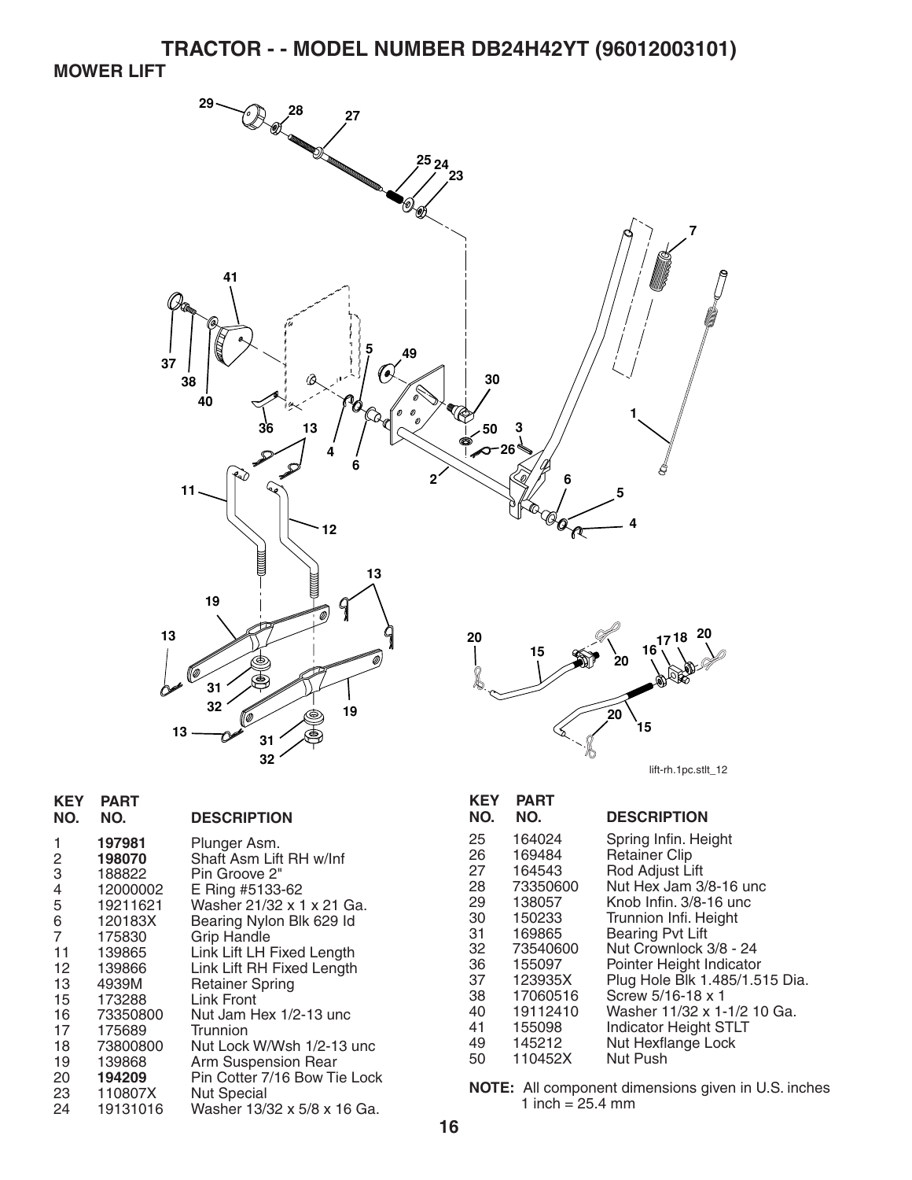# TRACTOR - - MODEL NUMBER DB24H42YT (96012003101)

## MOWER LIFT

29
28
27
25 24
23
7
41
37
38
40
5
49
30
1
36
13
4
6
50
3
26
2
6
5
4
11
12
13
19
13
31
32
19
13
31
32
20
15
20
16
17 18
20
20
15

lift-rh.1pc.stlt_12

| KEY NO. | PART NO. | DESCRIPTION |
|---|---|---|
| 1 | **197981** | Plunger Asm. |
| 2 | **198070** | Shaft Asm Lift RH w/Inf |
| 3 | 188822 | Pin Groove 2" |
| 4 | 12000002 | E Ring #5133-62 |
| 5 | 19211621 | Washer 21/32 x 1 x 21 Ga. |
| 6 | 120183X | Bearing Nylon Blk 629 Id |
| 7 | 175830 | Grip Handle |
| 11 | 139865 | Link Lift LH Fixed Length |
| 12 | 139866 | Link Lift RH Fixed Length |
| 13 | 4939M | Retainer Spring |
| 15 | 173288 | Link Front |
| 16 | 73350800 | Nut Jam Hex 1/2-13 unc |
| 17 | 175689 | Trunnion |
| 18 | 73800800 | Nut Lock W/Wsh 1/2-13 unc |
| 19 | 139868 | Arm Suspension Rear |
| 20 | **194209** | Pin Cotter 7/16 Bow Tie Lock |
| 23 | 110807X | Nut Special |
| 24 | 19131016 | Washer 13/32 x 5/8 x 16 Ga. |
| 25 | 164024 | Spring Infin. Height |
| 26 | 169484 | Retainer Clip |
| 27 | 164543 | Rod Adjust Lift |
| 28 | 73350600 | Nut Hex Jam 3/8-16 unc |
| 29 | 138057 | Knob Infin. 3/8-16 unc |
| 30 | 150233 | Trunnion Infi. Height |
| 31 | 169865 | Bearing Pvt Lift |
| 32 | 73540600 | Nut Crownlock 3/8 - 24 |
| 36 | 155097 | Pointer Height Indicator |
| 37 | 123935X | Plug Hole Blk 1.485/1.515 Dia. |
| 38 | 17060516 | Screw 5/16-18 x 1 |
| 40 | 19112410 | Washer 11/32 x 1-1/2 10 Ga. |
| 41 | 155098 | Indicator Height STLT |
| 49 | 145212 | Nut Hexflange Lock |
| 50 | 110452X | Nut Push |

**NOTE:** All component dimensions given in U.S. inches
1 inch = 25.4 mm